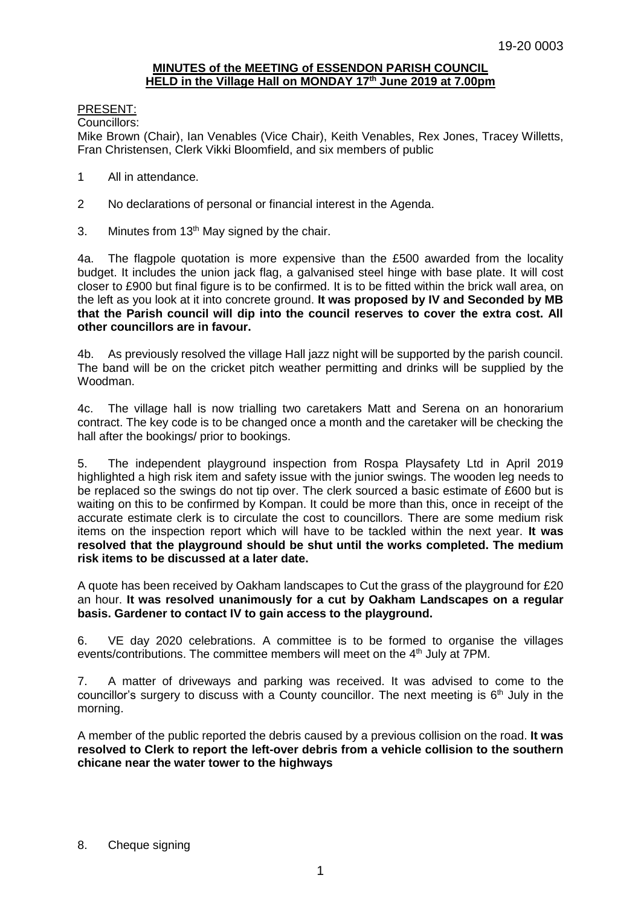19-20 0003

**MINUTES of the MEETING of ESSENDON PARISH COUNCIL HELD in the Village Hall on MONDAY 17th June 2019 at 7.00pm**

PRESENT:

Councillors:

Mike Brown (Chair), Ian Venables (Vice Chair), Keith Venables, Rex Jones, Tracey Willetts, Fran Christensen, Clerk Vikki Bloomfield, and six members of public

1 All in attendance.

2 No declarations of personal or financial interest in the Agenda.

3. Minutes from 13th May signed by the chair.

4a. The flagpole quotation is more expensive than the £500 awarded from the locality budget. It includes the union jack flag, a galvanised steel hinge with base plate. It will cost closer to £900 but final figure is to be confirmed. It is to be fitted within the brick wall area, on the left as you look at it into concrete ground. **It was proposed by IV and Seconded by MB that the Parish council will dip into the council reserves to cover the extra cost. All other councillors are in favour.**

4b. As previously resolved the village Hall jazz night will be supported by the parish council. The band will be on the cricket pitch weather permitting and drinks will be supplied by the Woodman.

4c. The village hall is now trialling two caretakers Matt and Serena on an honorarium contract. The key code is to be changed once a month and the caretaker will be checking the hall after the bookings/ prior to bookings.

5. The independent playground inspection from Rospa Playsafety Ltd in April 2019 highlighted a high risk item and safety issue with the junior swings. The wooden leg needs to be replaced so the swings do not tip over. The clerk sourced a basic estimate of £600 but is waiting on this to be confirmed by Kompan. It could be more than this, once in receipt of the accurate estimate clerk is to circulate the cost to councillors. There are some medium risk items on the inspection report which will have to be tackled within the next year. **It was resolved that the playground should be shut until the works completed. The medium risk items to be discussed at a later date.**

A quote has been received by Oakham landscapes to Cut the grass of the playground for £20 an hour. **It was resolved unanimously for a cut by Oakham Landscapes on a regular basis. Gardener to contact IV to gain access to the playground.**

6. VE day 2020 celebrations. A committee is to be formed to organise the villages events/contributions. The committee members will meet on the 4th July at 7PM.

7. A matter of driveways and parking was received. It was advised to come to the councillor's surgery to discuss with a County councillor. The next meeting is 6th July in the morning.

A member of the public reported the debris caused by a previous collision on the road. **It was resolved to Clerk to report the left-over debris from a vehicle collision to the southern chicane near the water tower to the highways**

8. Cheque signing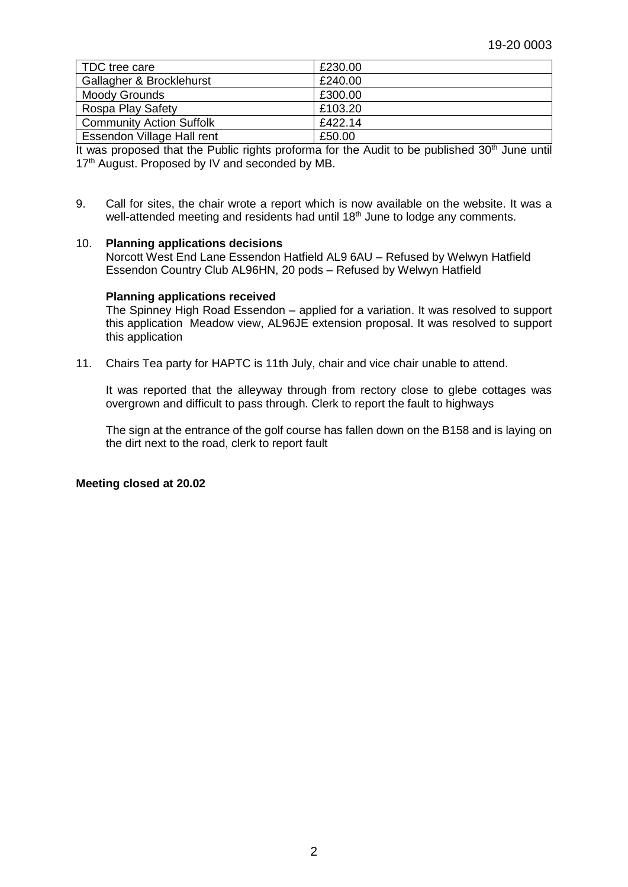| | |
|---|---|
| TDC tree care | £230.00 |
| Gallagher & Brocklehurst | £240.00 |
| Moody Grounds | £300.00 |
| Rospa Play Safety | £103.20 |
| Community Action Suffolk | £422.14 |
| Essendon Village Hall rent | £50.00 |

It was proposed that the Public rights proforma for the Audit to be published 30th June until 17th August. Proposed by IV and seconded by MB.

9. Call for sites, the chair wrote a report which is now available on the website. It was a well-attended meeting and residents had until 18th June to lodge any comments.

10. **Planning applications decisions**

    Norcott West End Lane Essendon Hatfield AL9 6AU – Refused by Welwyn Hatfield
    Essendon Country Club AL96HN, 20 pods – Refused by Welwyn Hatfield

    **Planning applications received**

    The Spinney High Road Essendon – applied for a variation. It was resolved to support this application Meadow view, AL96JE extension proposal. It was resolved to support this application

11. Chairs Tea party for HAPTC is 11th July, chair and vice chair unable to attend.

    It was reported that the alleyway through from rectory close to glebe cottages was overgrown and difficult to pass through. Clerk to report the fault to highways

    The sign at the entrance of the golf course has fallen down on the B158 and is laying on the dirt next to the road, clerk to report fault

**Meeting closed at 20.02**